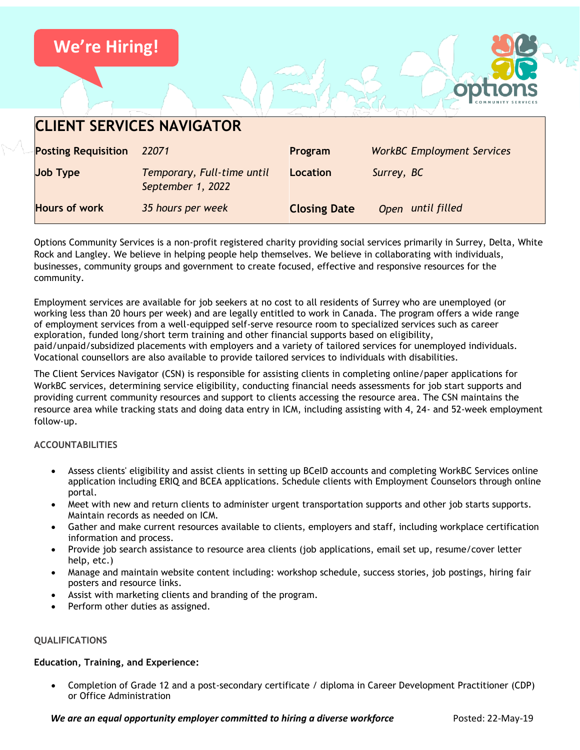We're Hiring!

# CLIENT SERVICES NAVIGATOR

| Posting Requisition | *22071* | Program | *WorkBC Employment Services* |
|---|---|---|---|
| Job Type | *Temporary, Full-time until September 1, 2022* | Location | *Surrey, BC* |
| Hours of work | *35 hours per week* | Closing Date | *Open until filled* |

Options Community Services is a non-profit registered charity providing social services primarily in Surrey, Delta, White Rock and Langley. We believe in helping people help themselves. We believe in collaborating with individuals, businesses, community groups and government to create focused, effective and responsive resources for the community.

Employment services are available for job seekers at no cost to all residents of Surrey who are unemployed (or working less than 20 hours per week) and are legally entitled to work in Canada. The program offers a wide range of employment services from a well-equipped self-serve resource room to specialized services such as career exploration, funded long/short term training and other financial supports based on eligibility, paid/unpaid/subsidized placements with employers and a variety of tailored services for unemployed individuals. Vocational counsellors are also available to provide tailored services to individuals with disabilities.

The Client Services Navigator (CSN) is responsible for assisting clients in completing online/paper applications for WorkBC services, determining service eligibility, conducting financial needs assessments for job start supports and providing current community resources and support to clients accessing the resource area. The CSN maintains the resource area while tracking stats and doing data entry in ICM, including assisting with 4, 24- and 52-week employment follow-up.

## ACCOUNTABILITIES

- Assess clients' eligibility and assist clients in setting up BCeID accounts and completing WorkBC Services online application including ERIQ and BCEA applications. Schedule clients with Employment Counselors through online portal.
- Meet with new and return clients to administer urgent transportation supports and other job starts supports. Maintain records as needed on ICM.
- Gather and make current resources available to clients, employers and staff, including workplace certification information and process.
- Provide job search assistance to resource area clients (job applications, email set up, resume/cover letter help, etc.)
- Manage and maintain website content including: workshop schedule, success stories, job postings, hiring fair posters and resource links.
- Assist with marketing clients and branding of the program.
- Perform other duties as assigned.

## QUALIFICATIONS

**Education, Training, and Experience:**

- Completion of Grade 12 and a post-secondary certificate / diploma in Career Development Practitioner (CDP) or Office Administration

***We are an equal opportunity employer committed to hiring a diverse workforce*** Posted: 22-May-19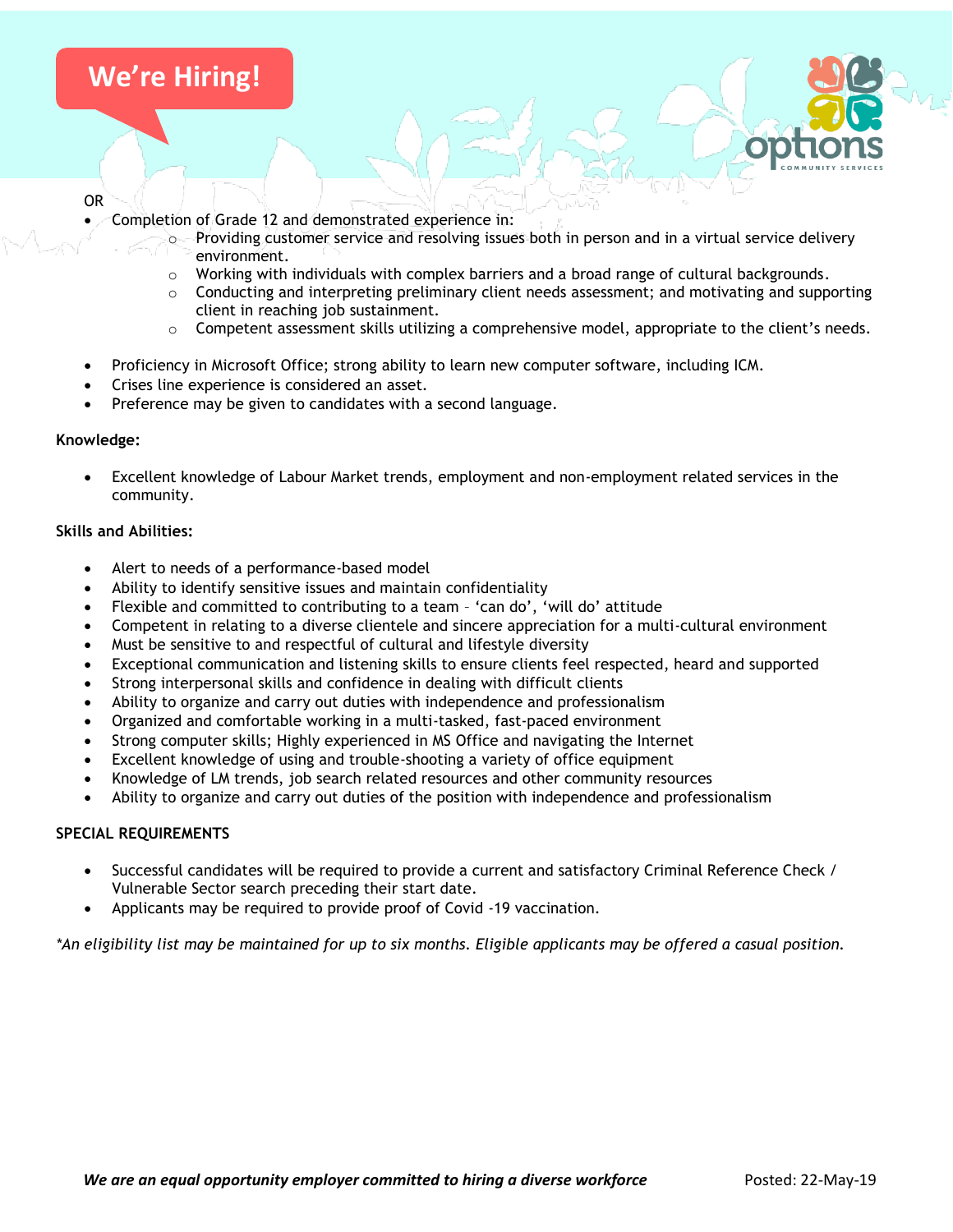OR

- Completion of Grade 12 and demonstrated experience in:
    - Providing customer service and resolving issues both in person and in a virtual service delivery environment.
    - Working with individuals with complex barriers and a broad range of cultural backgrounds.
    - Conducting and interpreting preliminary client needs assessment; and motivating and supporting client in reaching job sustainment.
    - Competent assessment skills utilizing a comprehensive model, appropriate to the client's needs.

- Proficiency in Microsoft Office; strong ability to learn new computer software, including ICM.
- Crises line experience is considered an asset.
- Preference may be given to candidates with a second language.

**Knowledge:**

- Excellent knowledge of Labour Market trends, employment and non-employment related services in the community.

**Skills and Abilities:**

- Alert to needs of a performance-based model
- Ability to identify sensitive issues and maintain confidentiality
- Flexible and committed to contributing to a team – 'can do', 'will do' attitude
- Competent in relating to a diverse clientele and sincere appreciation for a multi-cultural environment
- Must be sensitive to and respectful of cultural and lifestyle diversity
- Exceptional communication and listening skills to ensure clients feel respected, heard and supported
- Strong interpersonal skills and confidence in dealing with difficult clients
- Ability to organize and carry out duties with independence and professionalism
- Organized and comfortable working in a multi-tasked, fast-paced environment
- Strong computer skills; Highly experienced in MS Office and navigating the Internet
- Excellent knowledge of using and trouble-shooting a variety of office equipment
- Knowledge of LM trends, job search related resources and other community resources
- Ability to organize and carry out duties of the position with independence and professionalism

**SPECIAL REQUIREMENTS**

- Successful candidates will be required to provide a current and satisfactory Criminal Reference Check / Vulnerable Sector search preceding their start date.
- Applicants may be required to provide proof of Covid -19 vaccination.

*\*An eligibility list may be maintained for up to six months. Eligible applicants may be offered a casual position.*

***We are an equal opportunity employer committed to hiring a diverse workforce*** Posted: 22-May-19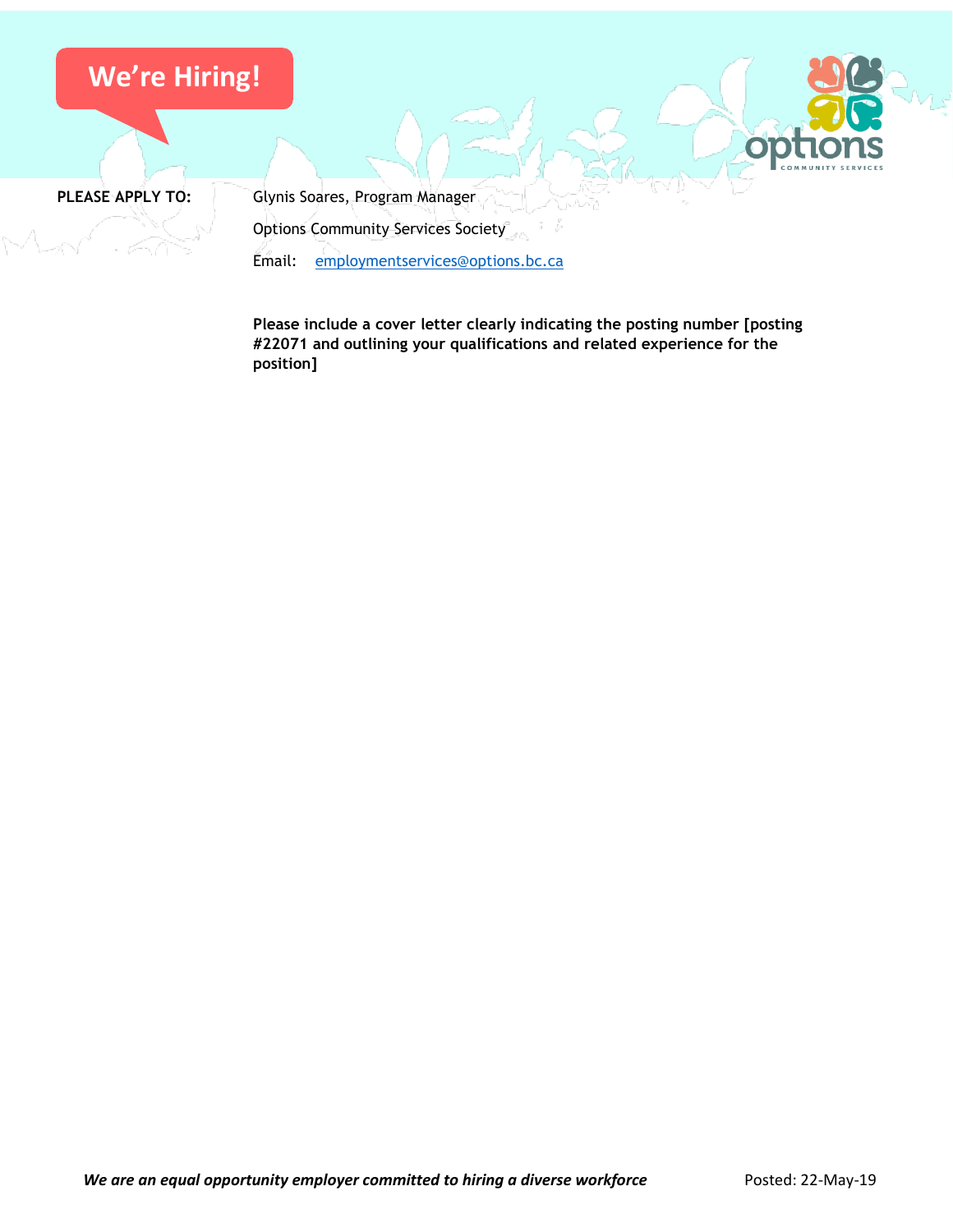We're Hiring!

**PLEASE APPLY TO:**

Glynis Soares, Program Manager

Options Community Services Society

Email: employmentservices@options.bc.ca

**Please include a cover letter clearly indicating the posting number [posting #22071 and outlining your qualifications and related experience for the position]**

***We are an equal opportunity employer committed to hiring a diverse workforce***

Posted: 22-May-19